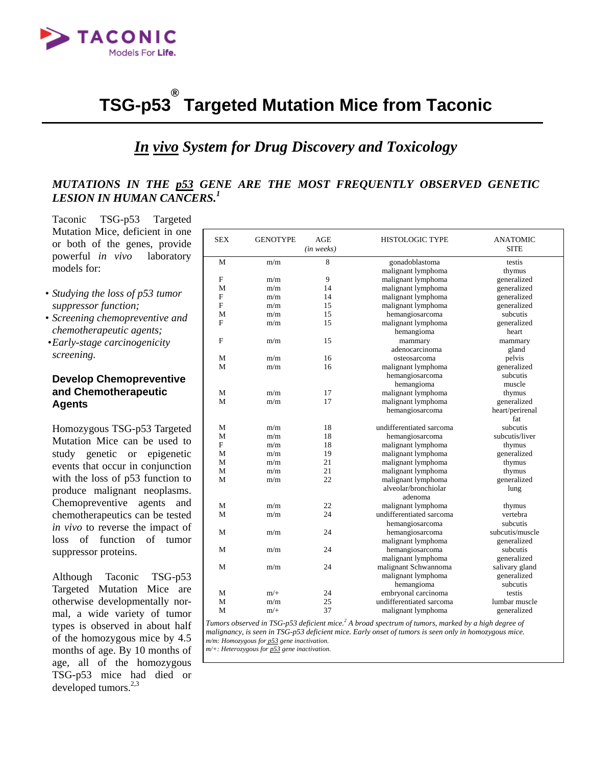# TSG-p53® Targeted Mutation Mice from Taconic

## *In vivo System for Drug Discovery and Toxicology*

***MUTATIONS IN THE p53 GENE ARE THE MOST FREQUENTLY OBSERVED GENETIC LESION IN HUMAN CANCERS.[1]***

Taconic TSG-p53 Targeted Mutation Mice, deficient in one or both of the genes, provide powerful *in vivo* laboratory models for:

- *Studying the loss of p53 tumor suppressor function;*
- *Screening chemopreventive and chemotherapeutic agents;*
- *Early-stage carcinogenicity screening.*

### Develop Chemopreventive and Chemotherapeutic Agents

Homozygous TSG-p53 Targeted Mutation Mice can be used to study genetic or epigenetic events that occur in conjunction with the loss of p53 function to produce malignant neoplasms. Chemopreventive agents and chemotherapeutics can be tested *in vivo* to reverse the impact of loss of function of tumor suppressor proteins.

Although Taconic TSG-p53 Targeted Mutation Mice are otherwise developmentally normal, a wide variety of tumor types is observed in about half of the homozygous mice by 4.5 months of age. By 10 months of age, all of the homozygous TSG-p53 mice had died or developed tumors.[2,3]

| SEX | GENOTYPE | AGE *(in weeks)* | HISTOLOGIC TYPE | ANATOMIC SITE |
|---|---|---|---|---|
| M | m/m | 8 | gonadoblastoma | testis |
| | | | malignant lymphoma | thymus |
| F | m/m | 9 | malignant lymphoma | generalized |
| M | m/m | 14 | malignant lymphoma | generalized |
| F | m/m | 14 | malignant lymphoma | generalized |
| F | m/m | 15 | malignant lymphoma | generalized |
| M | m/m | 15 | hemangiosarcoma | subcutis |
| F | m/m | 15 | malignant lymphoma | generalized |
| | | | hemangioma | heart |
| F | m/m | 15 | mammary adenocarcinoma | mammary gland |
| M | m/m | 16 | osteosarcoma | pelvis |
| M | m/m | 16 | malignant lymphoma | generalized |
| | | | hemangiosarcoma | subcutis |
| | | | hemangioma | muscle |
| M | m/m | 17 | malignant lymphoma | thymus |
| M | m/m | 17 | malignant lymphoma | generalized |
| | | | hemangiosarcoma | heart/perirenal fat |
| M | m/m | 18 | undifferentiated sarcoma | subcutis |
| M | m/m | 18 | hemangiosarcoma | subcutis/liver |
| F | m/m | 18 | malignant lymphoma | thymus |
| M | m/m | 19 | malignant lymphoma | generalized |
| M | m/m | 21 | malignant lymphoma | thymus |
| M | m/m | 21 | malignant lymphoma | thymus |
| M | m/m | 22 | malignant lymphoma | generalized |
| | | | alveolar/bronchiolar adenoma | lung |
| M | m/m | 22 | malignant lymphoma | thymus |
| M | m/m | 24 | undifferentiated sarcoma | vertebra |
| | | | hemangiosarcoma | subcutis |
| M | m/m | 24 | hemangiosarcoma | subcutis/muscle |
| | | | malignant lymphoma | generalized |
| M | m/m | 24 | hemangiosarcoma | subcutis |
| | | | malignant lymphoma | generalized |
| M | m/m | 24 | malignant Schwannoma | salivary gland |
| | | | malignant lymphoma | generalized |
| | | | hemangioma | subcutis |
| M | m/+ | 24 | embryonal carcinoma | testis |
| M | m/m | 25 | undifferentiated sarcoma | lumbar muscle |
| M | m/+ | 37 | malignant lymphoma | generalized |

*Tumors observed in TSG-p53 deficient mice.[2] A broad spectrum of tumors, marked by a high degree of malignancy, is seen in TSG-p53 deficient mice. Early onset of tumors is seen only in homozygous mice.*
*m/m: Homozygous for p53 gene inactivation.*
*m/+: Heterozygous for p53 gene inactivation.*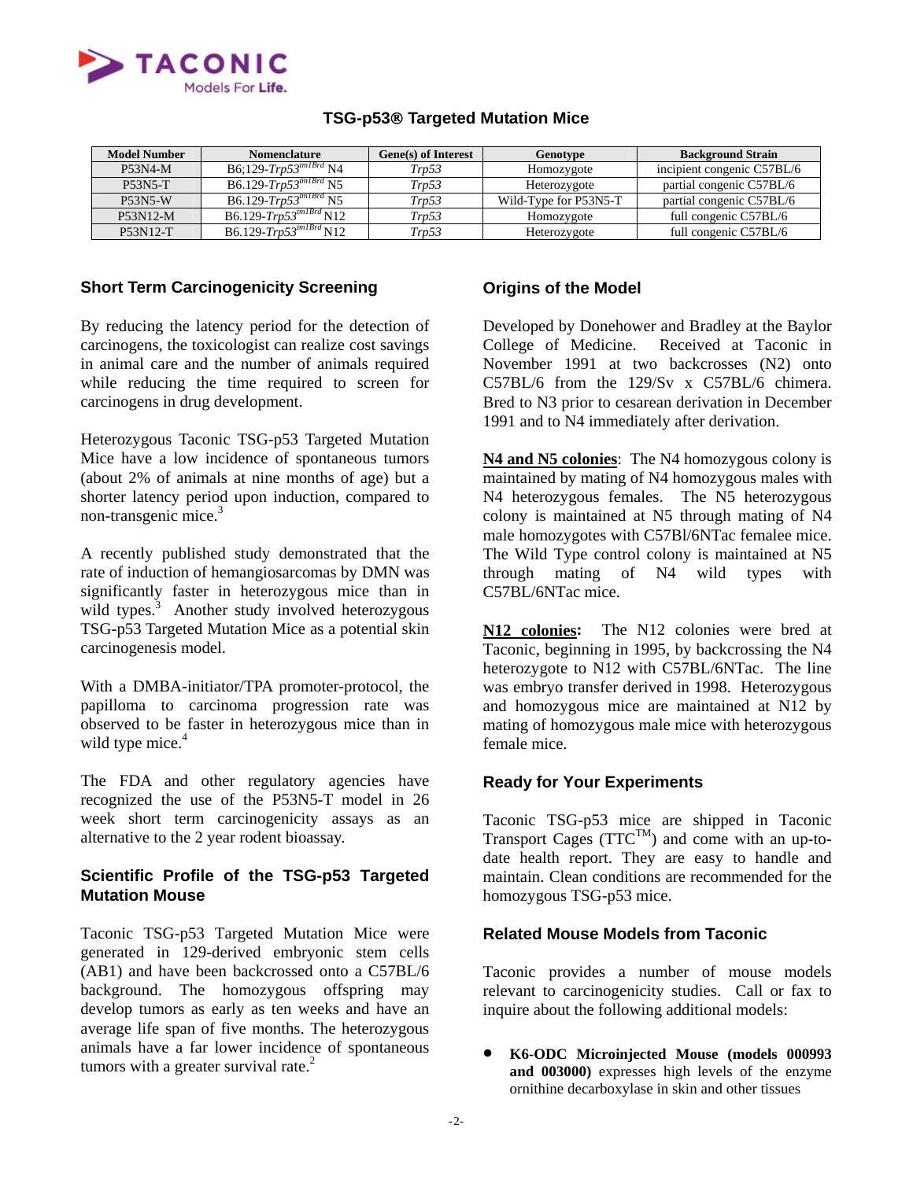## TSG-p53® Targeted Mutation Mice

| Model Number | Nomenclature | Gene(s) of Interest | Genotype | Background Strain |
|---|---|---|---|---|
| P53N4-M | B6;129-*Trp53*$^{tm1Brd}$ N4 | *Trp53* | Homozygote | incipient congenic C57BL/6 |
| P53N5-T | B6.129-*Trp53*$^{tm1Brd}$ N5 | *Trp53* | Heterozygote | partial congenic C57BL/6 |
| P53N5-W | B6.129-*Trp53*$^{tm1Brd}$ N5 | *Trp53* | Wild-Type for P53N5-T | partial congenic C57BL/6 |
| P53N12-M | B6.129-*Trp53*$^{tm1Brd}$ N12 | *Trp53* | Homozygote | full congenic C57BL/6 |
| P53N12-T | B6.129-*Trp53*$^{tm1Brd}$ N12 | *Trp53* | Heterozygote | full congenic C57BL/6 |

### Short Term Carcinogenicity Screening

By reducing the latency period for the detection of carcinogens, the toxicologist can realize cost savings in animal care and the number of animals required while reducing the time required to screen for carcinogens in drug development.

Heterozygous Taconic TSG-p53 Targeted Mutation Mice have a low incidence of spontaneous tumors (about 2% of animals at nine months of age) but a shorter latency period upon induction, compared to non-transgenic mice.[3]

A recently published study demonstrated that the rate of induction of hemangiosarcomas by DMN was significantly faster in heterozygous mice than in wild types.[3] Another study involved heterozygous TSG-p53 Targeted Mutation Mice as a potential skin carcinogenesis model.

With a DMBA-initiator/TPA promoter-protocol, the papilloma to carcinoma progression rate was observed to be faster in heterozygous mice than in wild type mice.[4]

The FDA and other regulatory agencies have recognized the use of the P53N5-T model in 26 week short term carcinogenicity assays as an alternative to the 2 year rodent bioassay.

### Scientific Profile of the TSG-p53 Targeted Mutation Mouse

Taconic TSG-p53 Targeted Mutation Mice were generated in 129-derived embryonic stem cells (AB1) and have been backcrossed onto a C57BL/6 background. The homozygous offspring may develop tumors as early as ten weeks and have an average life span of five months. The heterozygous animals have a far lower incidence of spontaneous tumors with a greater survival rate.[2]

### Origins of the Model

Developed by Donehower and Bradley at the Baylor College of Medicine. Received at Taconic in November 1991 at two backcrosses (N2) onto C57BL/6 from the 129/Sv x C57BL/6 chimera. Bred to N3 prior to cesarean derivation in December 1991 and to N4 immediately after derivation.

**N4 and N5 colonies**: The N4 homozygous colony is maintained by mating of N4 homozygous males with N4 heterozygous females. The N5 heterozygous colony is maintained at N5 through mating of N4 male homozygotes with C57Bl/6NTac femalee mice. The Wild Type control colony is maintained at N5 through mating of N4 wild types with C57BL/6NTac mice.

**N12 colonies:** The N12 colonies were bred at Taconic, beginning in 1995, by backcrossing the N4 heterozygote to N12 with C57BL/6NTac. The line was embryo transfer derived in 1998. Heterozygous and homozygous mice are maintained at N12 by mating of homozygous male mice with heterozygous female mice.

### Ready for Your Experiments

Taconic TSG-p53 mice are shipped in Taconic Transport Cages (TTC™) and come with an up-to-date health report. They are easy to handle and maintain. Clean conditions are recommended for the homozygous TSG-p53 mice.

### Related Mouse Models from Taconic

Taconic provides a number of mouse models relevant to carcinogenicity studies. Call or fax to inquire about the following additional models:

- **K6-ODC Microinjected Mouse (models 000993 and 003000)** expresses high levels of the enzyme ornithine decarboxylase in skin and other tissues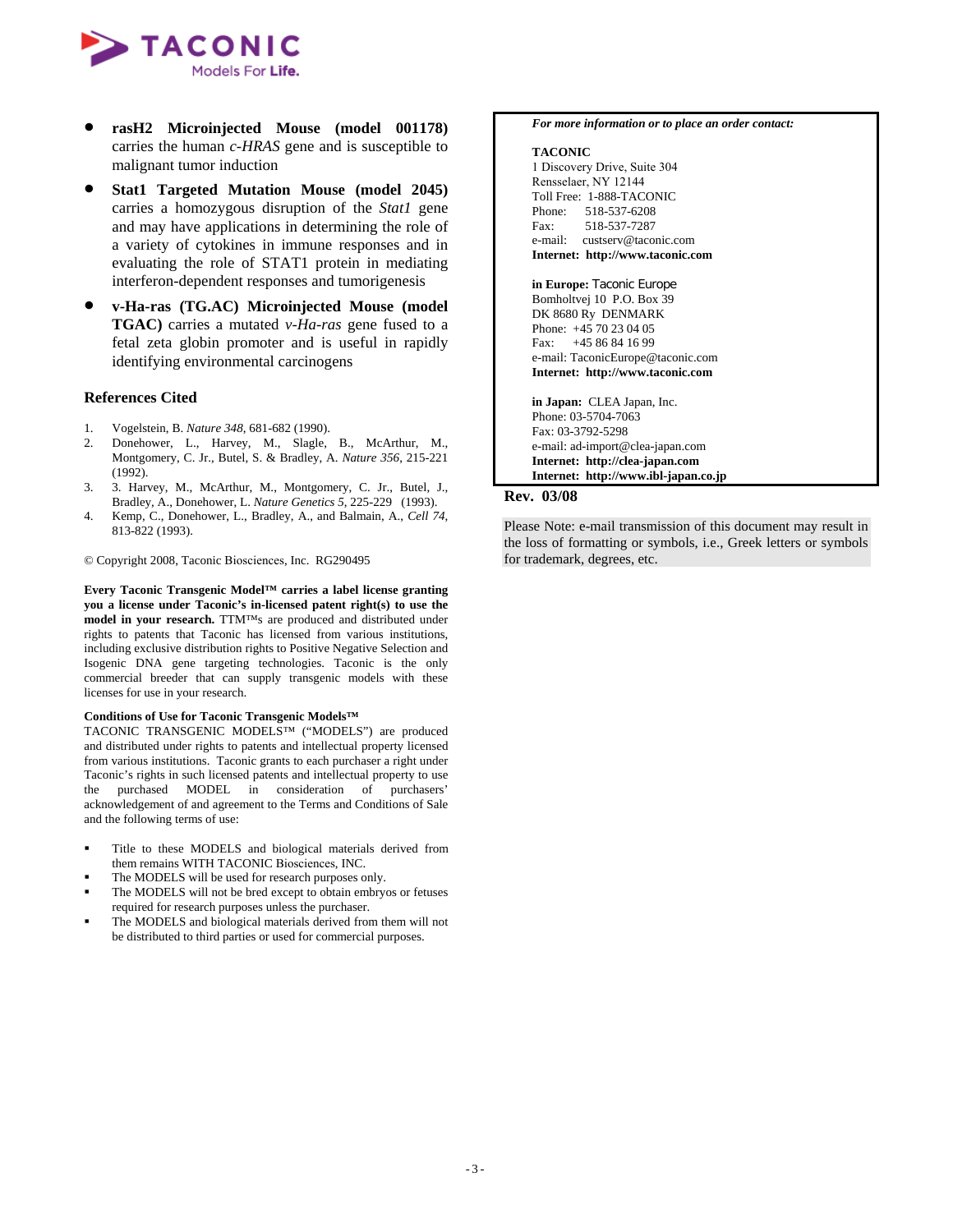- **rasH2 Microinjected Mouse (model 001178)** carries the human *c-HRAS* gene and is susceptible to malignant tumor induction
- **Stat1 Targeted Mutation Mouse (model 2045)** carries a homozygous disruption of the *Stat1* gene and may have applications in determining the role of a variety of cytokines in immune responses and in evaluating the role of STAT1 protein in mediating interferon-dependent responses and tumorigenesis
- **v-Ha-ras (TG.AC) Microinjected Mouse (model TGAC)** carries a mutated *v-Ha-ras* gene fused to a fetal zeta globin promoter and is useful in rapidly identifying environmental carcinogens

## References Cited

1. Vogelstein, B. *Nature 348*, 681-682 (1990).
2. Donehower, L., Harvey, M., Slagle, B., McArthur, M., Montgomery, C. Jr., Butel, S. & Bradley, A. *Nature 356*, 215-221 (1992).
3. 3. Harvey, M., McArthur, M., Montgomery, C. Jr., Butel, J., Bradley, A., Donehower, L. *Nature Genetics 5*, 225-229 (1993).
4. Kemp, C., Donehower, L., Bradley, A., and Balmain, A., *Cell 74*, 813-822 (1993).

© Copyright 2008, Taconic Biosciences, Inc. RG290495

**Every Taconic Transgenic Model™ carries a label license granting you a license under Taconic's in-licensed patent right(s) to use the model in your research.** TTM™s are produced and distributed under rights to patents that Taconic has licensed from various institutions, including exclusive distribution rights to Positive Negative Selection and Isogenic DNA gene targeting technologies. Taconic is the only commercial breeder that can supply transgenic models with these licenses for use in your research.

**Conditions of Use for Taconic Transgenic Models™**

TACONIC TRANSGENIC MODELS™ ("MODELS") are produced and distributed under rights to patents and intellectual property licensed from various institutions. Taconic grants to each purchaser a right under Taconic's rights in such licensed patents and intellectual property to use the purchased MODEL in consideration of purchasers' acknowledgement of and agreement to the Terms and Conditions of Sale and the following terms of use:

- Title to these MODELS and biological materials derived from them remains WITH TACONIC Biosciences, INC.
- The MODELS will be used for research purposes only.
- The MODELS will not be bred except to obtain embryos or fetuses required for research purposes unless the purchaser.
- The MODELS and biological materials derived from them will not be distributed to third parties or used for commercial purposes.

***For more information or to place an order contact:***

**TACONIC**
1 Discovery Drive, Suite 304
Rensselaer, NY 12144
Toll Free: 1-888-TACONIC
Phone: 518-537-6208
Fax: 518-537-7287
e-mail: custserv@taconic.com
**Internet: http://www.taconic.com**

**in Europe:** Taconic Europe
Bomholtvej 10 P.O. Box 39
DK 8680 Ry DENMARK
Phone: +45 70 23 04 05
Fax: +45 86 84 16 99
e-mail: TaconicEurope@taconic.com
**Internet: http://www.taconic.com**

**in Japan:** CLEA Japan, Inc.
Phone: 03-5704-7063
Fax: 03-3792-5298
e-mail: ad-import@clea-japan.com
**Internet: http://clea-japan.com**
**Internet: http://www.ibl-japan.co.jp**

**Rev. 03/08**

Please Note: e-mail transmission of this document may result in the loss of formatting or symbols, i.e., Greek letters or symbols for trademark, degrees, etc.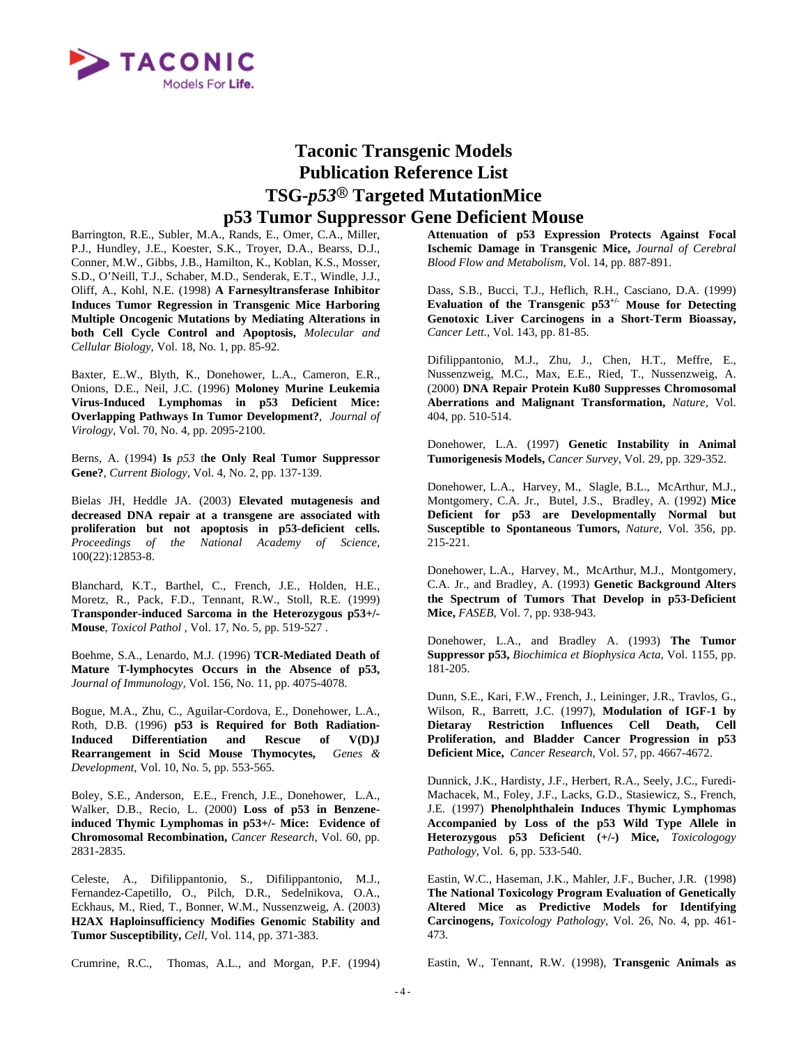# Taconic Transgenic Models
# Publication Reference List
# TSG-*p53*® Targeted MutationMice
# p53 Tumor Suppressor Gene Deficient Mouse

Barrington, R.E., Subler, M.A., Rands, E., Omer, C.A., Miller, P.J., Hundley, J.E., Koester, S.K., Troyer, D.A., Bearss, D.J., Conner, M.W., Gibbs, J.B., Hamilton, K., Koblan, K.S., Mosser, S.D., O'Neill, T.J., Schaber, M.D., Senderak, E.T., Windle, J.J., Oliff, A., Kohl, N.E. (1998) **A Farnesyltransferase Inhibitor Induces Tumor Regression in Transgenic Mice Harboring Multiple Oncogenic Mutations by Mediating Alterations in both Cell Cycle Control and Apoptosis,** *Molecular and Cellular Biology*, Vol. 18, No. 1, pp. 85-92.

Baxter, E..W., Blyth, K., Donehower, L.A., Cameron, E.R., Onions, D.E., Neil, J.C. (1996) **Moloney Murine Leukemia Virus-Induced Lymphomas in p53 Deficient Mice: Overlapping Pathways In Tumor Development?**, *Journal of Virology*, Vol. 70, No. 4, pp. 2095-2100.

Berns, A. (1994) **Is** ***p53*** **the Only Real Tumor Suppressor Gene?**, *Current Biology*, Vol. 4, No. 2, pp. 137-139.

Bielas JH, Heddle JA. (2003) **Elevated mutagenesis and decreased DNA repair at a transgene are associated with proliferation but not apoptosis in p53-deficient cells.** *Proceedings of the National Academy of Science*, 100(22):12853-8.

Blanchard, K.T., Barthel, C., French, J.E., Holden, H.E., Moretz, R., Pack, F.D., Tennant, R.W., Stoll, R.E. (1999) **Transponder-induced Sarcoma in the Heterozygous p53+/- Mouse**, *Toxicol Pathol* , Vol. 17, No. 5, pp. 519-527 .

Boehme, S.A., Lenardo, M.J. (1996) **TCR-Mediated Death of Mature T-lymphocytes Occurs in the Absence of p53,** *Journal of Immunology*, Vol. 156, No. 11, pp. 4075-4078.

Bogue, M.A., Zhu, C., Aguilar-Cordova, E., Donehower, L.A., Roth, D.B. (1996) **p53 is Required for Both Radiation-Induced Differentiation and Rescue of V(D)J Rearrangement in Scid Mouse Thymocytes,** *Genes & Development*, Vol. 10, No. 5, pp. 553-565.

Boley, S.E., Anderson, E.E., French, J.E., Donehower, L.A., Walker, D.B., Recio, L. (2000) **Loss of p53 in Benzene-induced Thymic Lymphomas in p53+/- Mice: Evidence of Chromosomal Recombination,** *Cancer Research*, Vol. 60, pp. 2831-2835.

Celeste, A., Difilippantonio, S., Difilippantonio, M.J., Fernandez-Capetillo, O., Pilch, D.R., Sedelnikova, O.A., Eckhaus, M., Ried, T., Bonner, W.M., Nussenzweig, A. (2003) **H2AX Haploinsufficiency Modifies Genomic Stability and Tumor Susceptibility,** *Cell,* Vol. 114, pp. 371-383.

Crumrine, R.C., Thomas, A.L., and Morgan, P.F. (1994) **Attenuation of p53 Expression Protects Against Focal Ischemic Damage in Transgenic Mice,** *Journal of Cerebral Blood Flow and Metabolism*, Vol. 14, pp. 887-891.

Dass, S.B., Bucci, T.J., Heflich, R.H., Casciano, D.A. (1999) **Evaluation of the Transgenic p53$^{+/-}$ Mouse for Detecting Genotoxic Liver Carcinogens in a Short-Term Bioassay,** *Cancer Lett.*, Vol. 143, pp. 81-85.

Difilippantonio, M.J., Zhu, J., Chen, H.T., Meffre, E., Nussenzweig, M.C., Max, E.E., Ried, T., Nussenzweig, A. (2000) **DNA Repair Protein Ku80 Suppresses Chromosomal Aberrations and Malignant Transformation,** *Nature*, Vol. 404, pp. 510-514.

Donehower, L.A. (1997) **Genetic Instability in Animal Tumorigenesis Models,** *Cancer Survey*, Vol. 29, pp. 329-352.

Donehower, L.A., Harvey, M., Slagle, B.L., McArthur, M.J., Montgomery, C.A. Jr., Butel, J.S., Bradley, A. (1992) **Mice Deficient for p53 are Developmentally Normal but Susceptible to Spontaneous Tumors,** *Nature*, Vol. 356, pp. 215-221.

Donehower, L.A., Harvey, M., McArthur, M.J., Montgomery, C.A. Jr., and Bradley, A. (1993) **Genetic Background Alters the Spectrum of Tumors That Develop in p53-Deficient Mice,** *FASEB*, Vol. 7, pp. 938-943.

Donehower, L.A., and Bradley A. (1993) **The Tumor Suppressor p53,** *Biochimica et Biophysica Acta*, Vol. 1155, pp. 181-205.

Dunn, S.E., Kari, F.W., French, J., Leininger, J.R., Travlos, G., Wilson, R., Barrett, J.C. (1997), **Modulation of IGF-1 by Dietary Restriction Influences Cell Death, Cell Proliferation, and Bladder Cancer Progression in p53 Deficient Mice,** *Cancer Research*, Vol. 57, pp. 4667-4672.

Dunnick, J.K., Hardisty, J.F., Herbert, R.A., Seely, J.C., Furedi-Machacek, M., Foley, J.F., Lacks, G.D., Stasiewicz, S., French, J.E. (1997) **Phenolphthalein Induces Thymic Lymphomas Accompanied by Loss of the p53 Wild Type Allele in Heterozygous p53 Deficient (+/-) Mice,** *Toxicology Pathology*, Vol. 6, pp. 533-540.

Eastin, W.C., Haseman, J.K., Mahler, J.F., Bucher, J.R. (1998) **The National Toxicology Program Evaluation of Genetically Altered Mice as Predictive Models for Identifying Carcinogens,** *Toxicology Pathology*, Vol. 26, No. 4, pp. 461-473.

Eastin, W., Tennant, R.W. (1998), **Transgenic Animals as**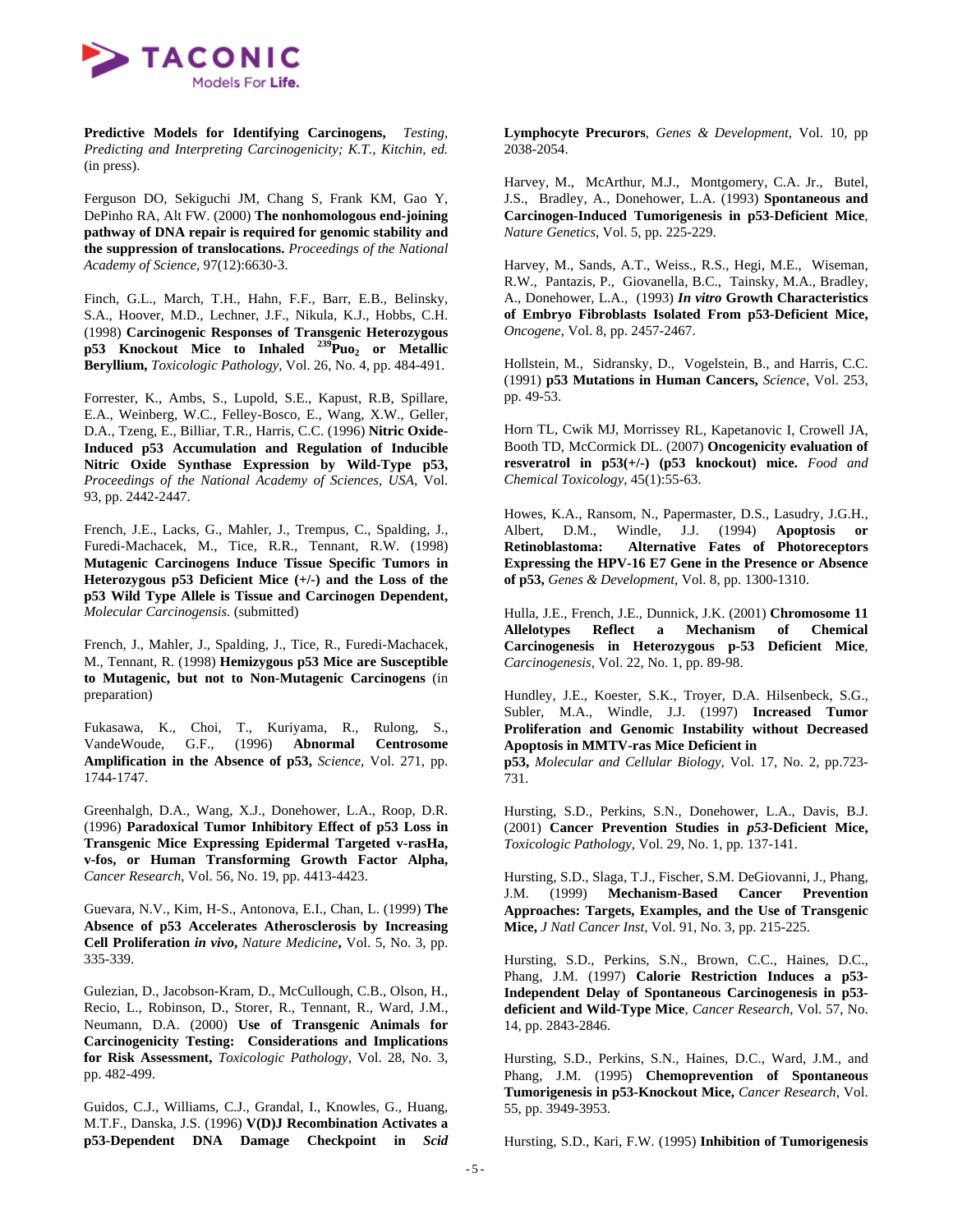**Predictive Models for Identifying Carcinogens,** *Testing, Predicting and Interpreting Carcinogenicity; K.T., Kitchin, ed.* (in press).

Ferguson DO, Sekiguchi JM, Chang S, Frank KM, Gao Y, DePinho RA, Alt FW. (2000) **The nonhomologous end-joining pathway of DNA repair is required for genomic stability and the suppression of translocations.** *Proceedings of the National Academy of Science*, 97(12):6630-3.

Finch, G.L., March, T.H., Hahn, F.F., Barr, E.B., Belinsky, S.A., Hoover, M.D., Lechner, J.F., Nikula, K.J., Hobbs, C.H. (1998) **Carcinogenic Responses of Transgenic Heterozygous p53 Knockout Mice to Inhaled $^{239}Puo_2$ or Metallic Beryllium,** *Toxicologic Pathology,* Vol. 26, No. 4, pp. 484-491.

Forrester, K., Ambs, S., Lupold, S.E., Kapust, R.B, Spillare, E.A., Weinberg, W.C., Felley-Bosco, E., Wang, X.W., Geller, D.A., Tzeng, E., Billiar, T.R., Harris, C.C. (1996) **Nitric Oxide-Induced p53 Accumulation and Regulation of Inducible Nitric Oxide Synthase Expression by Wild-Type p53,** *Proceedings of the National Academy of Sciences, USA,* Vol. 93, pp. 2442-2447.

French, J.E., Lacks, G., Mahler, J., Trempus, C., Spalding, J., Furedi-Machacek, M., Tice, R.R., Tennant, R.W. (1998) **Mutagenic Carcinogens Induce Tissue Specific Tumors in Heterozygous p53 Deficient Mice (+/-) and the Loss of the p53 Wild Type Allele is Tissue and Carcinogen Dependent,** *Molecular Carcinogenesis.* (submitted)

French, J., Mahler, J., Spalding, J., Tice, R., Furedi-Machacek, M., Tennant, R. (1998) **Hemizygous p53 Mice are Susceptible to Mutagenic, but not to Non-Mutagenic Carcinogens** (in preparation)

Fukasawa, K., Choi, T., Kuriyama, R., Rulong, S., VandeWoude, G.F., (1996) **Abnormal Centrosome Amplification in the Absence of p53,** *Science,* Vol. 271, pp. 1744-1747.

Greenhalgh, D.A., Wang, X.J., Donehower, L.A., Roop, D.R. (1996) **Paradoxical Tumor Inhibitory Effect of p53 Loss in Transgenic Mice Expressing Epidermal Targeted v-rasHa, v-fos, or Human Transforming Growth Factor Alpha,** *Cancer Research,* Vol. 56, No. 19, pp. 4413-4423.

Guevara, N.V., Kim, H-S., Antonova, E.I., Chan, L. (1999) **The Absence of p53 Accelerates Atherosclerosis by Increasing Cell Proliferation *in vivo*,** *Nature Medicine***,** Vol. 5, No. 3, pp. 335-339.

Gulezian, D., Jacobson-Kram, D., McCullough, C.B., Olson, H., Recio, L., Robinson, D., Storer, R., Tennant, R., Ward, J.M., Neumann, D.A. (2000) **Use of Transgenic Animals for Carcinogenicity Testing: Considerations and Implications for Risk Assessment,** *Toxicologic Pathology,* Vol. 28, No. 3, pp. 482-499.

Guidos, C.J., Williams, C.J., Grandal, I., Knowles, G., Huang, M.T.F., Danska, J.S. (1996) **V(D)J Recombination Activates a p53-Dependent DNA Damage Checkpoint in *Scid* Lymphocyte Precurors**, *Genes & Development*, Vol. 10, pp 2038-2054.

Harvey, M., McArthur, M.J., Montgomery, C.A. Jr., Butel, J.S., Bradley, A., Donehower, L.A. (1993) **Spontaneous and Carcinogen-Induced Tumorigenesis in p53-Deficient Mice**, *Nature Genetics*, Vol. 5, pp. 225-229.

Harvey, M., Sands, A.T., Weiss., R.S., Hegi, M.E., Wiseman, R.W., Pantazis, P., Giovanella, B.C., Tainsky, M.A., Bradley, A., Donehower, L.A., (1993) ***In vitro* Growth Characteristics of Embryo Fibroblasts Isolated From p53-Deficient Mice,** *Oncogene*, Vol. 8, pp. 2457-2467.

Hollstein, M., Sidransky, D., Vogelstein, B., and Harris, C.C. (1991) **p53 Mutations in Human Cancers,** *Science*, Vol. 253, pp. 49-53.

Horn TL, Cwik MJ, Morrissey RL, Kapetanovic I, Crowell JA, Booth TD, McCormick DL. (2007) **Oncogenicity evaluation of resveratrol in p53(+/-) (p53 knockout) mice.** *Food and Chemical Toxicology,* 45(1):55-63.

Howes, K.A., Ransom, N., Papermaster, D.S., Lasudry, J.G.H., Albert, D.M., Windle, J.J. (1994) **Apoptosis or Retinoblastoma: Alternative Fates of Photoreceptors Expressing the HPV-16 E7 Gene in the Presence or Absence of p53,** *Genes & Development,* Vol. 8, pp. 1300-1310.

Hulla, J.E., French, J.E., Dunnick, J.K. (2001) **Chromosome 11 Allelotypes Reflect a Mechanism of Chemical Carcinogenesis in Heterozygous p-53 Deficient Mice**, *Carcinogenesis,* Vol. 22, No. 1, pp. 89-98.

Hundley, J.E., Koester, S.K., Troyer, D.A. Hilsenbeck, S.G., Subler, M.A., Windle, J.J. (1997) **Increased Tumor Proliferation and Genomic Instability without Decreased Apoptosis in MMTV-ras Mice Deficient in p53,** *Molecular and Cellular Biology,* Vol. 17, No. 2, pp.723-731.

Hursting, S.D., Perkins, S.N., Donehower, L.A., Davis, B.J. (2001) **Cancer Prevention Studies in *p53*-Deficient Mice,** *Toxicologic Pathology,* Vol. 29, No. 1, pp. 137-141.

Hursting, S.D., Slaga, T.J., Fischer, S.M. DeGiovanni, J., Phang, J.M. (1999) **Mechanism-Based Cancer Prevention Approaches: Targets, Examples, and the Use of Transgenic Mice,** *J Natl Cancer Inst,* Vol. 91, No. 3, pp. 215-225.

Hursting, S.D., Perkins, S.N., Brown, C.C., Haines, D.C., Phang, J.M. (1997) **Calorie Restriction Induces a p53-Independent Delay of Spontaneous Carcinogenesis in p53-deficient and Wild-Type Mice**, *Cancer Research*, Vol. 57, No. 14, pp. 2843-2846.

Hursting, S.D., Perkins, S.N., Haines, D.C., Ward, J.M., and Phang, J.M. (1995) **Chemoprevention of Spontaneous Tumorigenesis in p53-Knockout Mice,** *Cancer Research,* Vol. 55, pp. 3949-3953.

Hursting, S.D., Kari, F.W. (1995) **Inhibition of Tumorigenesis**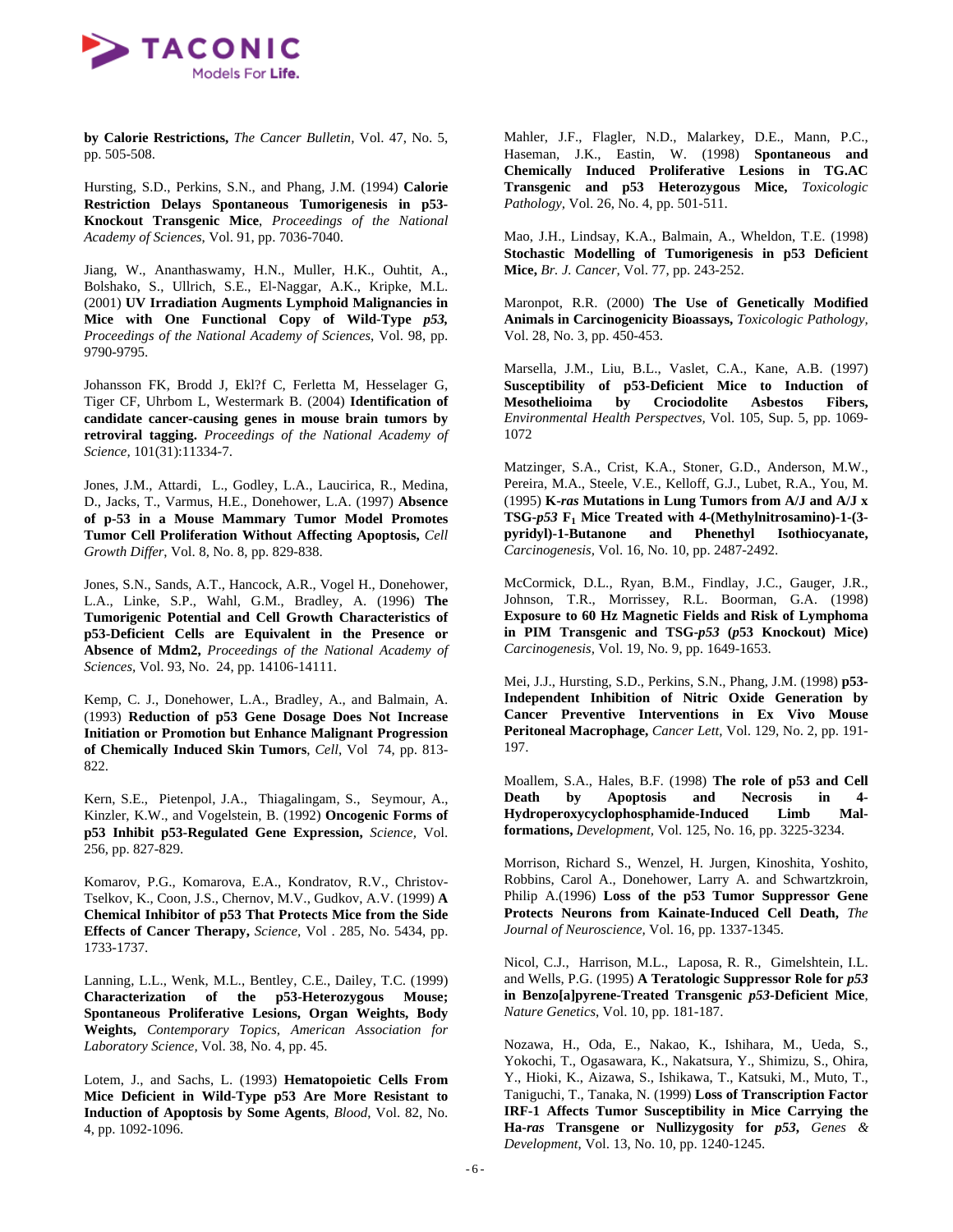**by Calorie Restrictions,** *The Cancer Bulletin*, Vol. 47, No. 5, pp. 505-508.

Hursting, S.D., Perkins, S.N., and Phang, J.M. (1994) **Calorie Restriction Delays Spontaneous Tumorigenesis in p53-Knockout Transgenic Mice**, *Proceedings of the National Academy of Sciences*, Vol. 91, pp. 7036-7040.

Jiang, W., Ananthaswamy, H.N., Muller, H.K., Ouhtit, A., Bolshako, S., Ullrich, S.E., El-Naggar, A.K., Kripke, M.L. (2001) **UV Irradiation Augments Lymphoid Malignancies in Mice with One Functional Copy of Wild-Type *p53*,** *Proceedings of the National Academy of Sciences*, Vol. 98, pp. 9790-9795.

Johansson FK, Brodd J, Ekl?f C, Ferletta M, Hesselager G, Tiger CF, Uhrbom L, Westermark B. (2004) **Identification of candidate cancer-causing genes in mouse brain tumors by retroviral tagging.** *Proceedings of the National Academy of Science,* 101(31):11334-7.

Jones, J.M., Attardi, L., Godley, L.A., Laucirica, R., Medina, D., Jacks, T., Varmus, H.E., Donehower, L.A. (1997) **Absence of p-53 in a Mouse Mammary Tumor Model Promotes Tumor Cell Proliferation Without Affecting Apoptosis,** *Cell Growth Differ*, Vol. 8, No. 8, pp. 829-838.

Jones, S.N., Sands, A.T., Hancock, A.R., Vogel H., Donehower, L.A., Linke, S.P., Wahl, G.M., Bradley, A. (1996) **The Tumorigenic Potential and Cell Growth Characteristics of p53-Deficient Cells are Equivalent in the Presence or Absence of Mdm2,** *Proceedings of the National Academy of Sciences*, Vol. 93, No. 24, pp. 14106-14111.

Kemp, C. J., Donehower, L.A., Bradley, A., and Balmain, A. (1993) **Reduction of p53 Gene Dosage Does Not Increase Initiation or Promotion but Enhance Malignant Progression of Chemically Induced Skin Tumors**, *Cell*, Vol 74, pp. 813-822.

Kern, S.E., Pietenpol, J.A., Thiagalingam, S., Seymour, A., Kinzler, K.W., and Vogelstein, B. (1992) **Oncogenic Forms of p53 Inhibit p53-Regulated Gene Expression,** *Science,* Vol. 256, pp. 827-829.

Komarov, P.G., Komarova, E.A., Kondratov, R.V., Christov-Tselkov, K., Coon, J.S., Chernov, M.V., Gudkov, A.V. (1999) **A Chemical Inhibitor of p53 That Protects Mice from the Side Effects of Cancer Therapy,** *Science,* Vol . 285, No. 5434, pp. 1733-1737.

Lanning, L.L., Wenk, M.L., Bentley, C.E., Dailey, T.C. (1999) **Characterization of the p53-Heterozygous Mouse; Spontaneous Proliferative Lesions, Organ Weights, Body Weights,** *Contemporary Topics, American Association for Laboratory Science,* Vol. 38, No. 4, pp. 45.

Lotem, J., and Sachs, L. (1993) **Hematopoietic Cells From Mice Deficient in Wild-Type p53 Are More Resistant to Induction of Apoptosis by Some Agents**, *Blood,* Vol. 82, No. 4, pp. 1092-1096.

Mahler, J.F., Flagler, N.D., Malarkey, D.E., Mann, P.C., Haseman, J.K., Eastin, W. (1998) **Spontaneous and Chemically Induced Proliferative Lesions in TG.AC Transgenic and p53 Heterozygous Mice,** *Toxicologic Pathology,* Vol. 26, No. 4, pp. 501-511.

Mao, J.H., Lindsay, K.A., Balmain, A., Wheldon, T.E. (1998) **Stochastic Modelling of Tumorigenesis in p53 Deficient Mice,** *Br. J. Cancer,* Vol. 77, pp. 243-252.

Maronpot, R.R. (2000) **The Use of Genetically Modified Animals in Carcinogenicity Bioassays,** *Toxicologic Pathology,* Vol. 28, No. 3, pp. 450-453.

Marsella, J.M., Liu, B.L., Vaslet, C.A., Kane, A.B. (1997) **Susceptibility of p53-Deficient Mice to Induction of Mesothelioima by Crociodolite Asbestos Fibers,** *Environmental Health Perspectves,* Vol. 105, Sup. 5, pp. 1069-1072

Matzinger, S.A., Crist, K.A., Stoner, G.D., Anderson, M.W., Pereira, M.A., Steele, V.E., Kelloff, G.J., Lubet, R.A., You, M. (1995) **K-*ras* Mutations in Lung Tumors from A/J and A/J x TSG-*p53* $F_1$ Mice Treated with 4-(Methylnitrosamino)-1-(3-pyridyl)-1-Butanone and Phenethyl Isothiocyanate,** *Carcinogenesis,* Vol. 16, No. 10, pp. 2487-2492.

McCormick, D.L., Ryan, B.M., Findlay, J.C., Gauger, J.R., Johnson, T.R., Morrissey, R.L. Boorman, G.A. (1998) **Exposure to 60 Hz Magnetic Fields and Risk of Lymphoma in PIM Transgenic and TSG-*p53* (*p*53 Knockout) Mice)** *Carcinogenesis,* Vol. 19, No. 9, pp. 1649-1653.

Mei, J.J., Hursting, S.D., Perkins, S.N., Phang, J.M. (1998) **p53-Independent Inhibition of Nitric Oxide Generation by Cancer Preventive Interventions in Ex Vivo Mouse Peritoneal Macrophage,** *Cancer Lett*, Vol. 129, No. 2, pp. 191-197.

Moallem, S.A., Hales, B.F. (1998) **The role of p53 and Cell Death by Apoptosis and Necrosis in 4-Hydroperoxycyclophosphamide-Induced Limb Mal-formations,** *Development,* Vol. 125, No. 16, pp. 3225-3234.

Morrison, Richard S., Wenzel, H. Jurgen, Kinoshita, Yoshito, Robbins, Carol A., Donehower, Larry A. and Schwartzkroin, Philip A.(1996) **Loss of the p53 Tumor Suppressor Gene Protects Neurons from Kainate-Induced Cell Death,** *The Journal of Neuroscience,* Vol. 16, pp. 1337-1345.

Nicol, C.J., Harrison, M.L., Laposa, R. R., Gimelshtein, I.L. and Wells, P.G. (1995) **A Teratologic Suppressor Role for *p53* in Benzo[a]pyrene-Treated Transgenic *p53*-Deficient Mice**, *Nature Genetics*, Vol. 10, pp. 181-187.

Nozawa, H., Oda, E., Nakao, K., Ishihara, M., Ueda, S., Yokochi, T., Ogasawara, K., Nakatsura, Y., Shimizu, S., Ohira, Y., Hioki, K., Aizawa, S., Ishikawa, T., Katsuki, M., Muto, T., Taniguchi, T., Tanaka, N. (1999) **Loss of Transcription Factor IRF-1 Affects Tumor Susceptibility in Mice Carrying the Ha-*ras* Transgene or Nullizygosity for *p53*,** *Genes & Development*, Vol. 13, No. 10, pp. 1240-1245.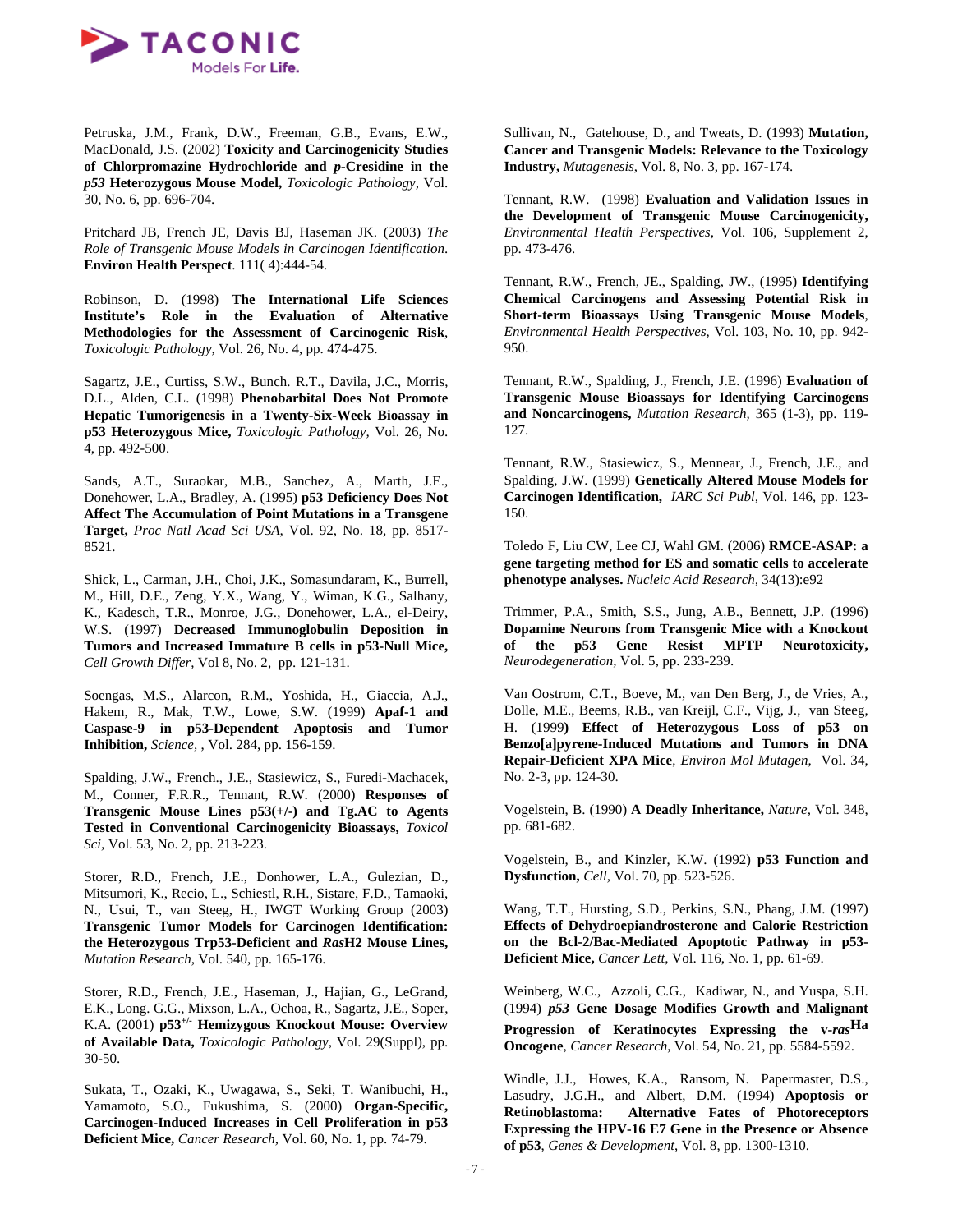Petruska, J.M., Frank, D.W., Freeman, G.B., Evans, E.W., MacDonald, J.S. (2002) **Toxicity and Carcinogenicity Studies of Chlorpromazine Hydrochloride and *p*-Cresidine in the *p53* Heterozygous Mouse Model,** *Toxicologic Pathology,* Vol. 30, No. 6, pp. 696-704.

Pritchard JB, French JE, Davis BJ, Haseman JK. (2003) *The Role of Transgenic Mouse Models in Carcinogen Identification*. **Environ Health Perspect**. 111( 4):444-54.

Robinson, D. (1998) **The International Life Sciences Institute's Role in the Evaluation of Alternative Methodologies for the Assessment of Carcinogenic Risk**, *Toxicologic Pathology,* Vol. 26, No. 4, pp. 474-475.

Sagartz, J.E., Curtiss, S.W., Bunch. R.T., Davila, J.C., Morris, D.L., Alden, C.L. (1998) **Phenobarbital Does Not Promote Hepatic Tumorigenesis in a Twenty-Six-Week Bioassay in p53 Heterozygous Mice,** *Toxicologic Pathology,* Vol. 26, No. 4, pp. 492-500.

Sands, A.T., Suraokar, M.B., Sanchez, A., Marth, J.E., Donehower, L.A., Bradley, A. (1995) **p53 Deficiency Does Not Affect The Accumulation of Point Mutations in a Transgene Target,** *Proc Natl Acad Sci USA,* Vol. 92, No. 18, pp. 8517-8521.

Shick, L., Carman, J.H., Choi, J.K., Somasundaram, K., Burrell, M., Hill, D.E., Zeng, Y.X., Wang, Y., Wiman, K.G., Salhany, K., Kadesch, T.R., Monroe, J.G., Donehower, L.A., el-Deiry, W.S. (1997) **Decreased Immunoglobulin Deposition in Tumors and Increased Immature B cells in p53-Null Mice,** *Cell Growth Differ*, Vol 8, No. 2, pp. 121-131.

Soengas, M.S., Alarcon, R.M., Yoshida, H., Giaccia, A.J., Hakem, R., Mak, T.W., Lowe, S.W. (1999) **Apaf-1 and Caspase-9 in p53-Dependent Apoptosis and Tumor Inhibition,** *Science,* , Vol. 284, pp. 156-159.

Spalding, J.W., French., J.E., Stasiewicz, S., Furedi-Machacek, M., Conner, F.R.R., Tennant, R.W. (2000) **Responses of Transgenic Mouse Lines p53(+/-) and Tg.AC to Agents Tested in Conventional Carcinogenicity Bioassays,** *Toxicol Sci*, Vol. 53, No. 2, pp. 213-223.

Storer, R.D., French, J.E., Donhower, L.A., Gulezian, D., Mitsumori, K., Recio, L., Schiestl, R.H., Sistare, F.D., Tamaoki, N., Usui, T., van Steeg, H., IWGT Working Group (2003) **Transgenic Tumor Models for Carcinogen Identification: the Heterozygous Trp53-Deficient and *Ras*H2 Mouse Lines,** *Mutation Research,* Vol. 540, pp. 165-176.

Storer, R.D., French, J.E., Haseman, J., Hajian, G., LeGrand, E.K., Long. G.G., Mixson, L.A., Ochoa, R., Sagartz, J.E., Soper, K.A. (2001) **p53$^{+/-}$ Hemizygous Knockout Mouse: Overview of Available Data,** *Toxicologic Pathology,* Vol. 29(Suppl), pp. 30-50.

Sukata, T., Ozaki, K., Uwagawa, S., Seki, T. Wanibuchi, H., Yamamoto, S.O., Fukushima, S. (2000) **Organ-Specific, Carcinogen-Induced Increases in Cell Proliferation in p53 Deficient Mice,** *Cancer Research,* Vol. 60, No. 1, pp. 74-79.

Sullivan, N., Gatehouse, D., and Tweats, D. (1993) **Mutation, Cancer and Transgenic Models: Relevance to the Toxicology Industry,** *Mutagenesis,* Vol. 8, No. 3, pp. 167-174.

Tennant, R.W. (1998) **Evaluation and Validation Issues in the Development of Transgenic Mouse Carcinogenicity,** *Environmental Health Perspectives,* Vol. 106, Supplement 2, pp. 473-476.

Tennant, R.W., French, JE., Spalding, JW., (1995) **Identifying Chemical Carcinogens and Assessing Potential Risk in Short-term Bioassays Using Transgenic Mouse Models**, *Environmental Health Perspectives,* Vol. 103, No. 10, pp. 942-950.

Tennant, R.W., Spalding, J., French, J.E. (1996) **Evaluation of Transgenic Mouse Bioassays for Identifying Carcinogens and Noncarcinogens,** *Mutation Research,* 365 (1-3), pp. 119-127.

Tennant, R.W., Stasiewicz, S., Mennear, J., French, J.E., and Spalding, J.W. (1999) **Genetically Altered Mouse Models for Carcinogen Identification,** *IARC Sci Publ,* Vol. 146, pp. 123-150.

Toledo F, Liu CW, Lee CJ, Wahl GM. (2006) **RMCE-ASAP: a gene targeting method for ES and somatic cells to accelerate phenotype analyses.** *Nucleic Acid Research,* 34(13):e92

Trimmer, P.A., Smith, S.S., Jung, A.B., Bennett, J.P. (1996) **Dopamine Neurons from Transgenic Mice with a Knockout of the p53 Gene Resist MPTP Neurotoxicity,** *Neurodegeneration,* Vol. 5, pp. 233-239.

Van Oostrom, C.T., Boeve, M., van Den Berg, J., de Vries, A., Dolle, M.E., Beems, R.B., van Kreijl, C.F., Vijg, J., van Steeg, H. (1999**) Effect of Heterozygous Loss of p53 on Benzo[a]pyrene-Induced Mutations and Tumors in DNA Repair-Deficient XPA Mice**, *Environ Mol Mutagen*, Vol. 34, No. 2-3, pp. 124-30.

Vogelstein, B. (1990) **A Deadly Inheritance,** *Nature,* Vol. 348, pp. 681-682.

Vogelstein, B., and Kinzler, K.W. (1992) **p53 Function and Dysfunction,** *Cell,* Vol. 70, pp. 523-526.

Wang, T.T., Hursting, S.D., Perkins, S.N., Phang, J.M. (1997) **Effects of Dehydroepiandrosterone and Calorie Restriction on the Bcl-2/Bac-Mediated Apoptotic Pathway in p53-Deficient Mice,** *Cancer Lett,* Vol. 116, No. 1, pp. 61-69.

Weinberg, W.C., Azzoli, C.G., Kadiwar, N., and Yuspa, S.H. (1994) ***p53* Gene Dosage Modifies Growth and Malignant Progression of Keratinocytes Expressing the v-*ras*$^{\text{Ha}}$ Oncogene**, *Cancer Research,* Vol. 54, No. 21, pp. 5584-5592.

Windle, J.J., Howes, K.A., Ransom, N. Papermaster, D.S., Lasudry, J.G.H., and Albert, D.M. (1994) **Apoptosis or Retinoblastoma: Alternative Fates of Photoreceptors Expressing the HPV-16 E7 Gene in the Presence or Absence of p53**, *Genes & Development*, Vol. 8, pp. 1300-1310.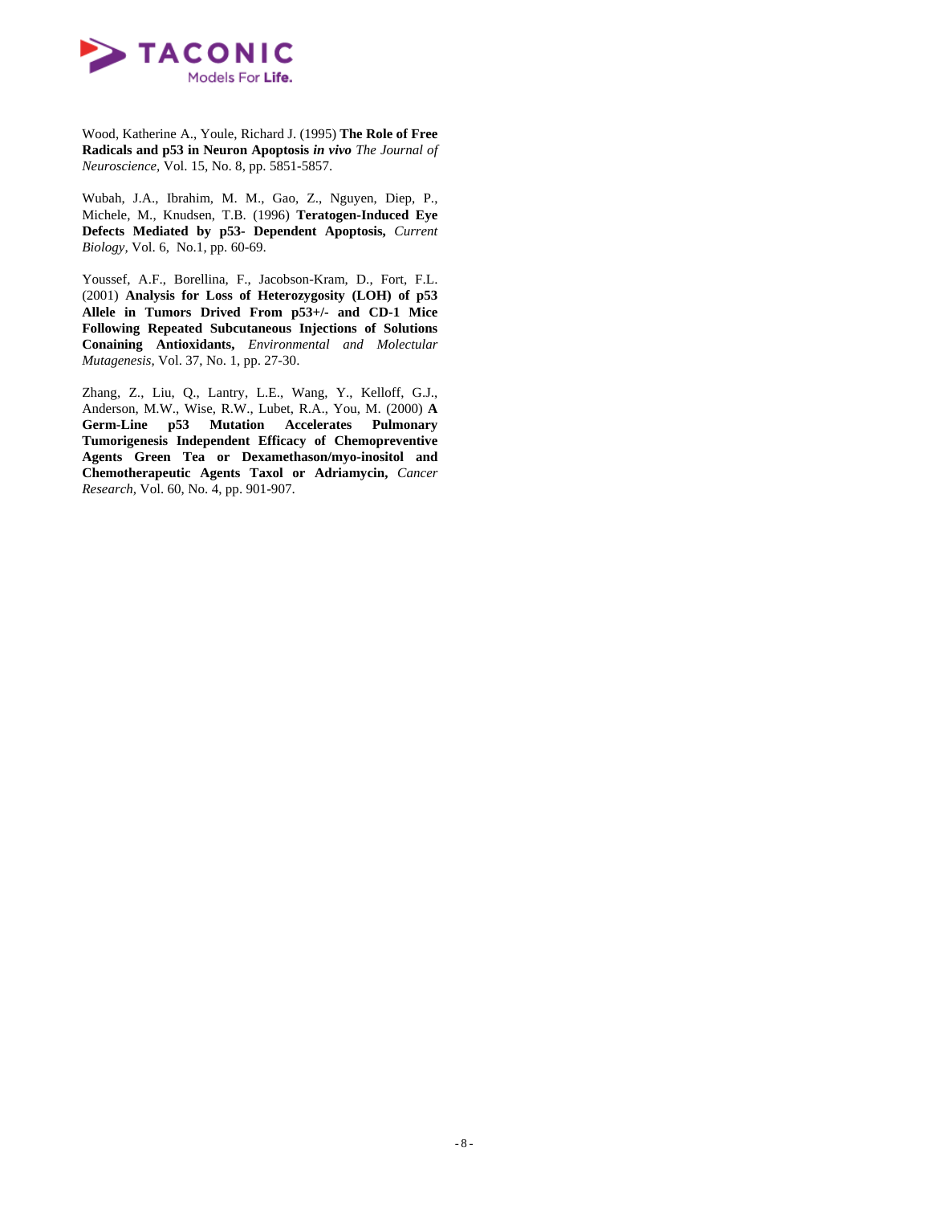Wood, Katherine A., Youle, Richard J. (1995) **The Role of Free Radicals and p53 in Neuron Apoptosis *in vivo*** *The Journal of Neuroscience*, Vol. 15, No. 8, pp. 5851-5857.

Wubah, J.A., Ibrahim, M. M., Gao, Z., Nguyen, Diep, P., Michele, M., Knudsen, T.B. (1996) **Teratogen-Induced Eye Defects Mediated by p53- Dependent Apoptosis,** *Current Biology*, Vol. 6, No.1, pp. 60-69.

Youssef, A.F., Borellina, F., Jacobson-Kram, D., Fort, F.L. (2001) **Analysis for Loss of Heterozygosity (LOH) of p53 Allele in Tumors Drived From p53+/- and CD-1 Mice Following Repeated Subcutaneous Injections of Solutions Conaining Antioxidants,** *Environmental and Molectular Mutagenesis*, Vol. 37, No. 1, pp. 27-30.

Zhang, Z., Liu, Q., Lantry, L.E., Wang, Y., Kelloff, G.J., Anderson, M.W., Wise, R.W., Lubet, R.A., You, M. (2000) **A Germ-Line p53 Mutation Accelerates Pulmonary Tumorigenesis Independent Efficacy of Chemopreventive Agents Green Tea or Dexamethason/myo-inositol and Chemotherapeutic Agents Taxol or Adriamycin,** *Cancer Research*, Vol. 60, No. 4, pp. 901-907.